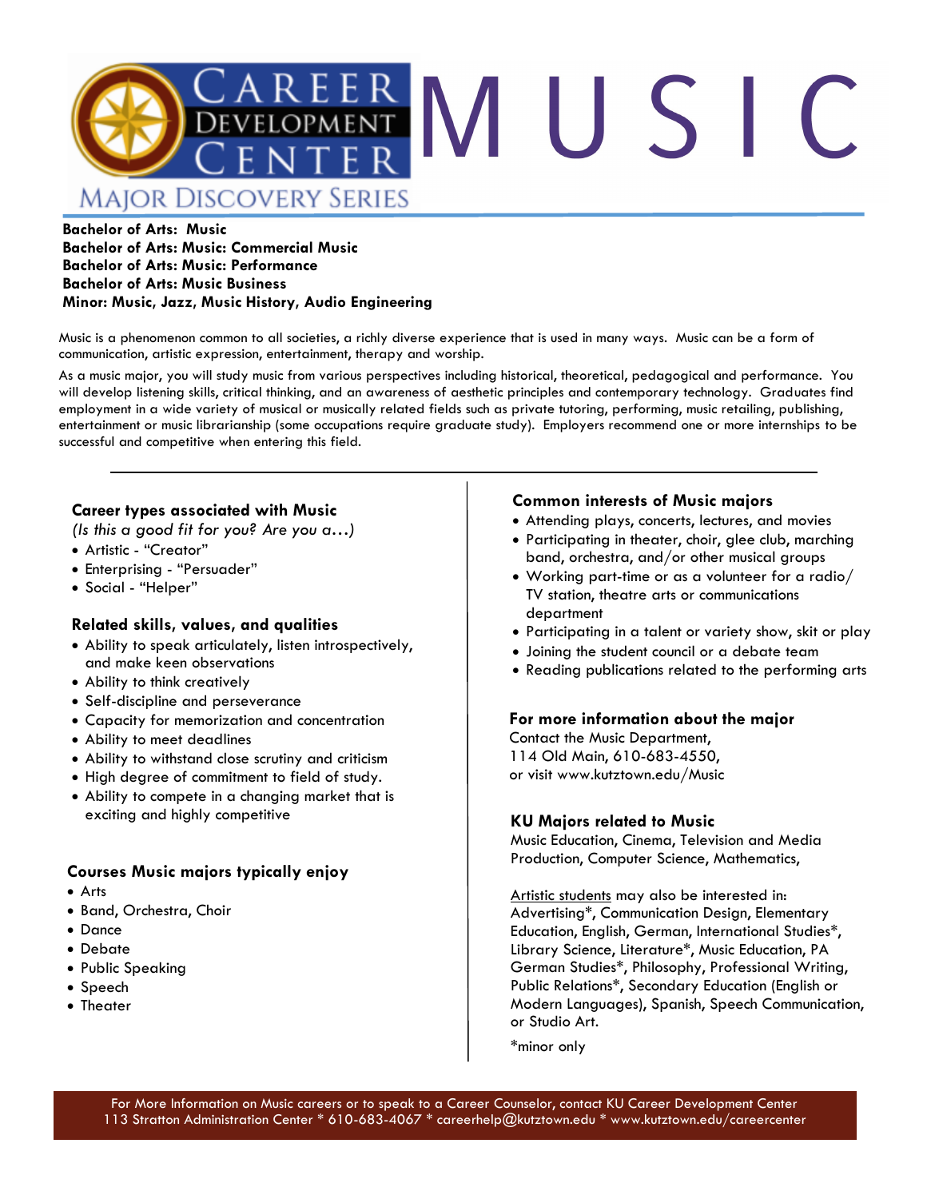# MUSIC

Career Development Center — Major Discovery Series

**Bachelor of Arts: Music**
**Bachelor of Arts: Music: Commercial Music**
**Bachelor of Arts: Music: Performance**
**Bachelor of Arts: Music Business**
**Minor: Music, Jazz, Music History, Audio Engineering**

Music is a phenomenon common to all societies, a richly diverse experience that is used in many ways. Music can be a form of communication, artistic expression, entertainment, therapy and worship.

As a music major, you will study music from various perspectives including historical, theoretical, pedagogical and performance. You will develop listening skills, critical thinking, and an awareness of aesthetic principles and contemporary technology. Graduates find employment in a wide variety of musical or musically related fields such as private tutoring, performing, music retailing, publishing, entertainment or music librarianship (some occupations require graduate study). Employers recommend one or more internships to be successful and competitive when entering this field.

---

## Career types associated with Music

*(Is this a good fit for you? Are you a…)*

- Artistic - "Creator"
- Enterprising - "Persuader"
- Social - "Helper"

## Related skills, values, and qualities

- Ability to speak articulately, listen introspectively, and make keen observations
- Ability to think creatively
- Self-discipline and perseverance
- Capacity for memorization and concentration
- Ability to meet deadlines
- Ability to withstand close scrutiny and criticism
- High degree of commitment to field of study.
- Ability to compete in a changing market that is exciting and highly competitive

## Courses Music majors typically enjoy

- Arts
- Band, Orchestra, Choir
- Dance
- Debate
- Public Speaking
- Speech
- Theater

## Common interests of Music majors

- Attending plays, concerts, lectures, and movies
- Participating in theater, choir, glee club, marching band, orchestra, and/or other musical groups
- Working part-time or as a volunteer for a radio/TV station, theatre arts or communications department
- Participating in a talent or variety show, skit or play
- Joining the student council or a debate team
- Reading publications related to the performing arts

## For more information about the major

Contact the Music Department,
114 Old Main, 610-683-4550,
or visit www.kutztown.edu/Music

## KU Majors related to Music

Music Education, Cinema, Television and Media Production, Computer Science, Mathematics,

Artistic students may also be interested in:
Advertising*, Communication Design, Elementary Education, English, German, International Studies*, Library Science, Literature*, Music Education, PA German Studies*, Philosophy, Professional Writing, Public Relations*, Secondary Education (English or Modern Languages), Spanish, Speech Communication, or Studio Art.

*minor only

For More Information on Music careers or to speak to a Career Counselor, contact KU Career Development Center
113 Stratton Administration Center * 610-683-4067 * careerhelp@kutztown.edu * www.kutztown.edu/careercenter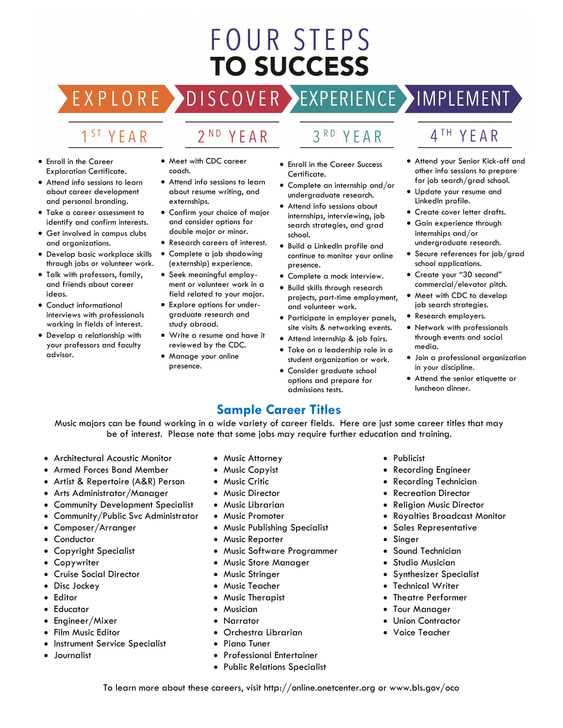# FOUR STEPS TO SUCCESS

EXPLORE › DISCOVER › EXPERIENCE › IMPLEMENT

## 1ST YEAR

- Enroll in the Career Exploration Certificate.
- Attend info sessions to learn about career development and personal branding.
- Take a career assessment to identify and confirm interests.
- Get involved in campus clubs and organizations.
- Develop basic workplace skills through jobs or volunteer work.
- Talk with professors, family, and friends about career ideas.
- Conduct informational interviews with professionals working in fields of interest.
- Develop a relationship with your professors and faculty advisor.

## 2ND YEAR

- Meet with CDC career coach.
- Attend info sessions to learn about resume writing, and externships.
- Confirm your choice of major and consider options for double major or minor.
- Research careers of interest.
- Complete a job shadowing (externship) experience.
- Seek meaningful employment or volunteer work in a field related to your major.
- Explore options for undergraduate research and study abroad.
- Write a resume and have it reviewed by the CDC.
- Manage your online presence.

## 3RD YEAR

- Enroll in the Career Success Certificate.
- Complete an internship and/or undergraduate research.
- Attend info sessions about internships, interviewing, job search strategies, and grad school.
- Build a LinkedIn profile and continue to monitor your online presence.
- Complete a mock interview.
- Build skills through research projects, part-time employment, and volunteer work.
- Participate in employer panels, site visits & networking events.
- Attend internship & job fairs.
- Take on a leadership role in a student organization or work.
- Consider graduate school options and prepare for admissions tests.

## 4TH YEAR

- Attend your Senior Kick-off and other info sessions to prepare for job search/grad school.
- Update your resume and LinkedIn profile.
- Create cover letter drafts.
- Gain experience through internships and/or undergraduate research.
- Secure references for job/grad school applications.
- Create your "30 second" commercial/elevator pitch.
- Meet with CDC to develop job search strategies.
- Research employers.
- Network with professionals through events and social media.
- Join a professional organization in your discipline.
- Attend the senior etiquette or luncheon dinner.

## Sample Career Titles

Music majors can be found working in a wide variety of career fields. Here are just some career titles that may be of interest. Please note that some jobs may require further education and training.

- Architectural Acoustic Monitor
- Armed Forces Band Member
- Artist & Repertoire (A&R) Person
- Arts Administrator/Manager
- Community Development Specialist
- Community/Public Svc Administrator
- Composer/Arranger
- Conductor
- Copyright Specialist
- Copywriter
- Cruise Social Director
- Disc Jockey
- Editor
- Educator
- Engineer/Mixer
- Film Music Editor
- Instrument Service Specialist
- Journalist
- Music Attorney
- Music Copyist
- Music Critic
- Music Director
- Music Librarian
- Music Promoter
- Music Publishing Specialist
- Music Reporter
- Music Software Programmer
- Music Store Manager
- Music Stringer
- Music Teacher
- Music Therapist
- Musician
- Narrator
- Orchestra Librarian
- Piano Tuner
- Professional Entertainer
- Public Relations Specialist
- Publicist
- Recording Engineer
- Recording Technician
- Recreation Director
- Religion Music Director
- Royalties Broadcast Monitor
- Sales Representative
- Singer
- Sound Technician
- Studio Musician
- Synthesizer Specialist
- Technical Writer
- Theatre Performer
- Tour Manager
- Union Contractor
- Voice Teacher

To learn more about these careers, visit http://online.onetcenter.org or www.bls.gov/oco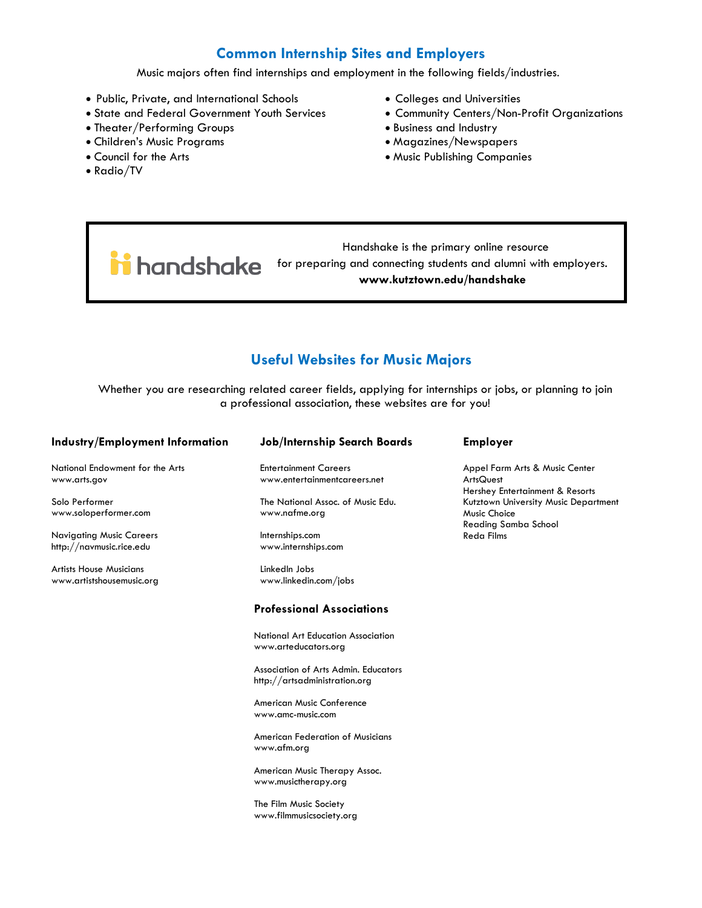## Common Internship Sites and Employers

Music majors often find internships and employment in the following fields/industries.

- Public, Private, and International Schools
- State and Federal Government Youth Services
- Theater/Performing Groups
- Children's Music Programs
- Council for the Arts
- Radio/TV
- Colleges and Universities
- Community Centers/Non-Profit Organizations
- Business and Industry
- Magazines/Newspapers
- Music Publishing Companies

handshake

Handshake is the primary online resource for preparing and connecting students and alumni with employers.
**www.kutztown.edu/handshake**

## Useful Websites for Music Majors

Whether you are researching related career fields, applying for internships or jobs, or planning to join a professional association, these websites are for you!

### Industry/Employment Information

National Endowment for the Arts
www.arts.gov

Solo Performer
www.soloperformer.com

Navigating Music Careers
http://navmusic.rice.edu

Artists House Musicians
www.artistshousemusic.org

### Job/Internship Search Boards

Entertainment Careers
www.entertainmentcareers.net

The National Assoc. of Music Edu.
www.nafme.org

Internships.com
www.internships.com

LinkedIn Jobs
www.linkedin.com/jobs

### Professional Associations

National Art Education Association
www.arteducators.org

Association of Arts Admin. Educators
http://artsadministration.org

American Music Conference
www.amc-music.com

American Federation of Musicians
www.afm.org

American Music Therapy Assoc.
www.musictherapy.org

The Film Music Society
www.filmmusicsociety.org

### Employer

Appel Farm Arts & Music Center
ArtsQuest
Hershey Entertainment & Resorts
Kutztown University Music Department
Music Choice
Reading Samba School
Reda Films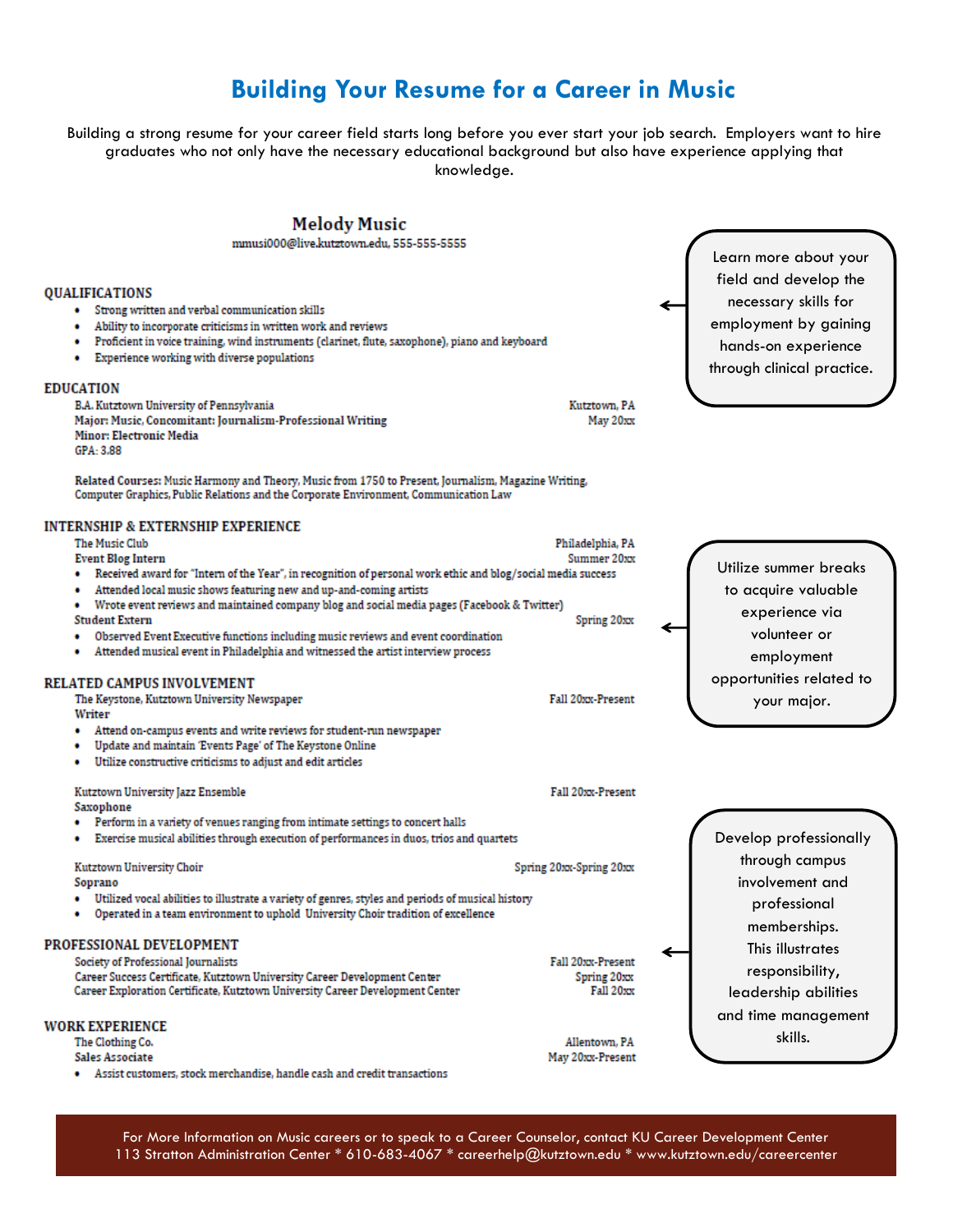# Building Your Resume for a Career in Music

Building a strong resume for your career field starts long before you ever start your job search. Employers want to hire graduates who not only have the necessary educational background but also have experience applying that knowledge.

## Melody Music

mmusi000@live.kutztown.edu, 555-555-5555

### QUALIFICATIONS

- Strong written and verbal communication skills
- Ability to incorporate criticisms in written work and reviews
- Proficient in voice training, wind instruments (clarinet, flute, saxophone), piano and keyboard
- Experience working with diverse populations

> Learn more about your field and develop the necessary skills for employment by gaining hands-on experience through clinical practice.

### EDUCATION

B.A. Kutztown University of Pennsylvania — Kutztown, PA
**Major: Music, Concomitant: Journalism-Professional Writing** — May 20xx
**Minor: Electronic Media**
GPA: 3.88

Related Courses: Music Harmony and Theory, Music from 1750 to Present, Journalism, Magazine Writing, Computer Graphics, Public Relations and the Corporate Environment, Communication Law

### INTERNSHIP & EXTERNSHIP EXPERIENCE

The Music Club — Philadelphia, PA
**Event Blog Intern** — Summer 20xx

- Received award for "Intern of the Year", in recognition of personal work ethic and blog/social media success
- Attended local music shows featuring new and up-and-coming artists
- Wrote event reviews and maintained company blog and social media pages (Facebook & Twitter)

**Student Extern** — Spring 20xx

- Observed Event Executive functions including music reviews and event coordination
- Attended musical event in Philadelphia and witnessed the artist interview process

> Utilize summer breaks to acquire valuable experience via volunteer or employment opportunities related to your major.

### RELATED CAMPUS INVOLVEMENT

The Keystone, Kutztown University Newspaper — Fall 20xx-Present
**Writer**

- Attend on-campus events and write reviews for student-run newspaper
- Update and maintain 'Events Page' of The Keystone Online
- Utilize constructive criticisms to adjust and edit articles

Kutztown University Jazz Ensemble — Fall 20xx-Present
**Saxophone**

- Perform in a variety of venues ranging from intimate settings to concert halls
- Exercise musical abilities through execution of performances in duos, trios and quartets

Kutztown University Choir — Spring 20xx-Spring 20xx
**Soprano**

- Utilized vocal abilities to illustrate a variety of genres, styles and periods of musical history
- Operated in a team environment to uphold University Choir tradition of excellence

### PROFESSIONAL DEVELOPMENT

Society of Professional Journalists — Fall 20xx-Present
Career Success Certificate, Kutztown University Career Development Center — Spring 20xx
Career Exploration Certificate, Kutztown University Career Development Center — Fall 20xx

> Develop professionally through campus involvement and professional memberships. This illustrates responsibility, leadership abilities and time management skills.

### WORK EXPERIENCE

The Clothing Co. — Allentown, PA
**Sales Associate** — May 20xx-Present

- Assist customers, stock merchandise, handle cash and credit transactions

For More Information on Music careers or to speak to a Career Counselor, contact KU Career Development Center
113 Stratton Administration Center * 610-683-4067 * careerhelp@kutztown.edu * www.kutztown.edu/careercenter